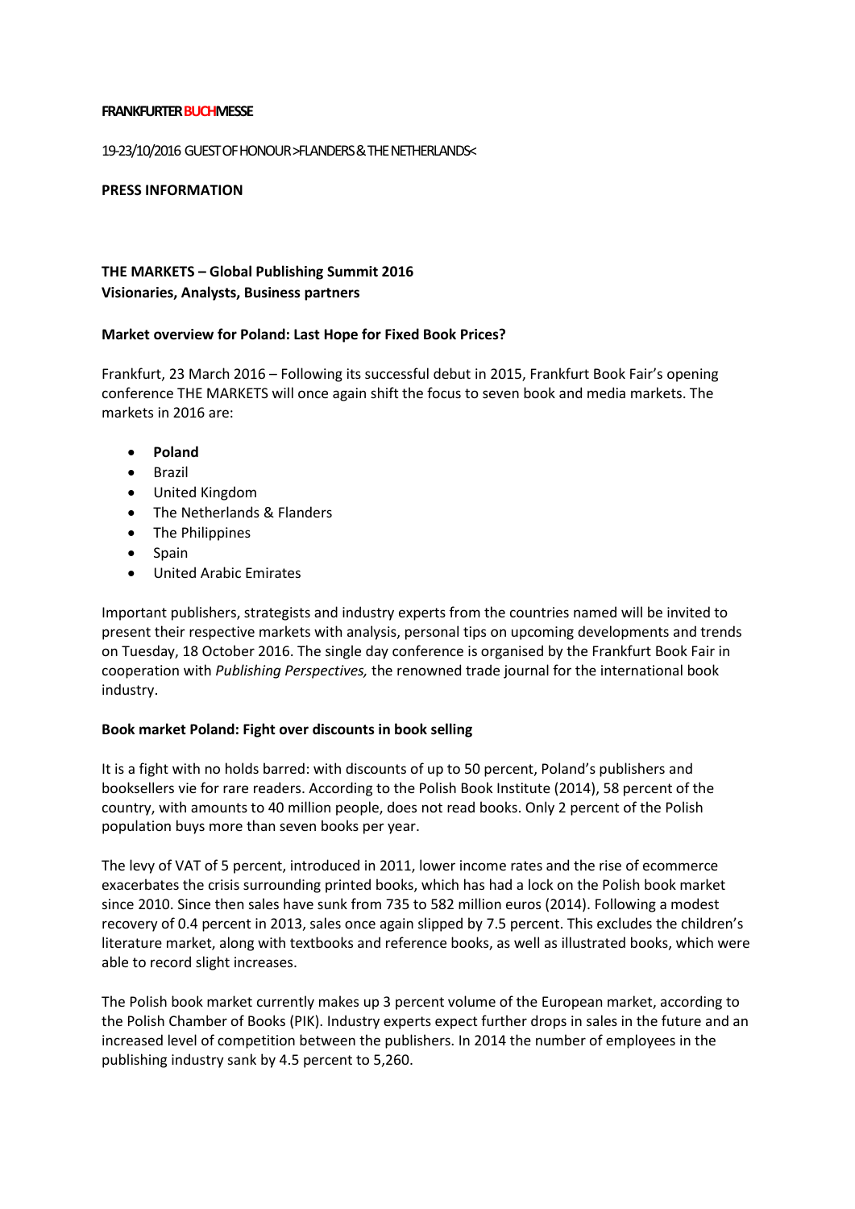**FRANKFURTER BUCHMESSE**

19-23/10/2016 GUEST OF HONOUR >FLANDERS & THE NETHERLANDS<

**PRESS INFORMATION**

**THE MARKETS – Global Publishing Summit 2016**
**Visionaries, Analysts, Business partners**

**Market overview for Poland: Last Hope for Fixed Book Prices?**

Frankfurt, 23 March 2016 – Following its successful debut in 2015, Frankfurt Book Fair's opening conference THE MARKETS will once again shift the focus to seven book and media markets. The markets in 2016 are:

- **Poland**
- Brazil
- United Kingdom
- The Netherlands & Flanders
- The Philippines
- Spain
- United Arabic Emirates

Important publishers, strategists and industry experts from the countries named will be invited to present their respective markets with analysis, personal tips on upcoming developments and trends on Tuesday, 18 October 2016. The single day conference is organised by the Frankfurt Book Fair in cooperation with *Publishing Perspectives,* the renowned trade journal for the international book industry.

**Book market Poland: Fight over discounts in book selling**

It is a fight with no holds barred: with discounts of up to 50 percent, Poland's publishers and booksellers vie for rare readers. According to the Polish Book Institute (2014), 58 percent of the country, with amounts to 40 million people, does not read books. Only 2 percent of the Polish population buys more than seven books per year.

The levy of VAT of 5 percent, introduced in 2011, lower income rates and the rise of ecommerce exacerbates the crisis surrounding printed books, which has had a lock on the Polish book market since 2010. Since then sales have sunk from 735 to 582 million euros (2014). Following a modest recovery of 0.4 percent in 2013, sales once again slipped by 7.5 percent. This excludes the children's literature market, along with textbooks and reference books, as well as illustrated books, which were able to record slight increases.

The Polish book market currently makes up 3 percent volume of the European market, according to the Polish Chamber of Books (PIK). Industry experts expect further drops in sales in the future and an increased level of competition between the publishers. In 2014 the number of employees in the publishing industry sank by 4.5 percent to 5,260.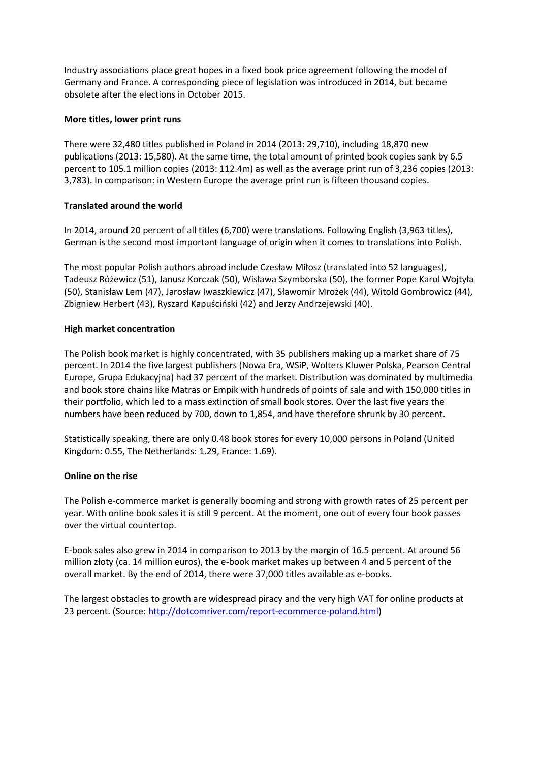Industry associations place great hopes in a fixed book price agreement following the model of Germany and France. A corresponding piece of legislation was introduced in 2014, but became obsolete after the elections in October 2015.

**More titles, lower print runs**

There were 32,480 titles published in Poland in 2014 (2013: 29,710), including 18,870 new publications (2013: 15,580). At the same time, the total amount of printed book copies sank by 6.5 percent to 105.1 million copies (2013: 112.4m) as well as the average print run of 3,236 copies (2013: 3,783). In comparison: in Western Europe the average print run is fifteen thousand copies.

**Translated around the world**

In 2014, around 20 percent of all titles (6,700) were translations. Following English (3,963 titles), German is the second most important language of origin when it comes to translations into Polish.

The most popular Polish authors abroad include Czesław Miłosz (translated into 52 languages), Tadeusz Różewicz (51), Janusz Korczak (50), Wisława Szymborska (50), the former Pope Karol Wojtyła (50), Stanisław Lem (47), Jarosław Iwaszkiewicz (47), Sławomir Mrożek (44), Witold Gombrowicz (44), Zbigniew Herbert (43), Ryszard Kapuściński (42) and Jerzy Andrzejewski (40).

**High market concentration**

The Polish book market is highly concentrated, with 35 publishers making up a market share of 75 percent. In 2014 the five largest publishers (Nowa Era, WSiP, Wolters Kluwer Polska, Pearson Central Europe, Grupa Edukacyjna) had 37 percent of the market. Distribution was dominated by multimedia and book store chains like Matras or Empik with hundreds of points of sale and with 150,000 titles in their portfolio, which led to a mass extinction of small book stores. Over the last five years the numbers have been reduced by 700, down to 1,854, and have therefore shrunk by 30 percent.

Statistically speaking, there are only 0.48 book stores for every 10,000 persons in Poland (United Kingdom: 0.55, The Netherlands: 1.29, France: 1.69).

**Online on the rise**

The Polish e-commerce market is generally booming and strong with growth rates of 25 percent per year. With online book sales it is still 9 percent. At the moment, one out of every four book passes over the virtual countertop.

E-book sales also grew in 2014 in comparison to 2013 by the margin of 16.5 percent. At around 56 million złoty (ca. 14 million euros), the e-book market makes up between 4 and 5 percent of the overall market. By the end of 2014, there were 37,000 titles available as e-books.

The largest obstacles to growth are widespread piracy and the very high VAT for online products at 23 percent. (Source: http://dotcomriver.com/report-ecommerce-poland.html)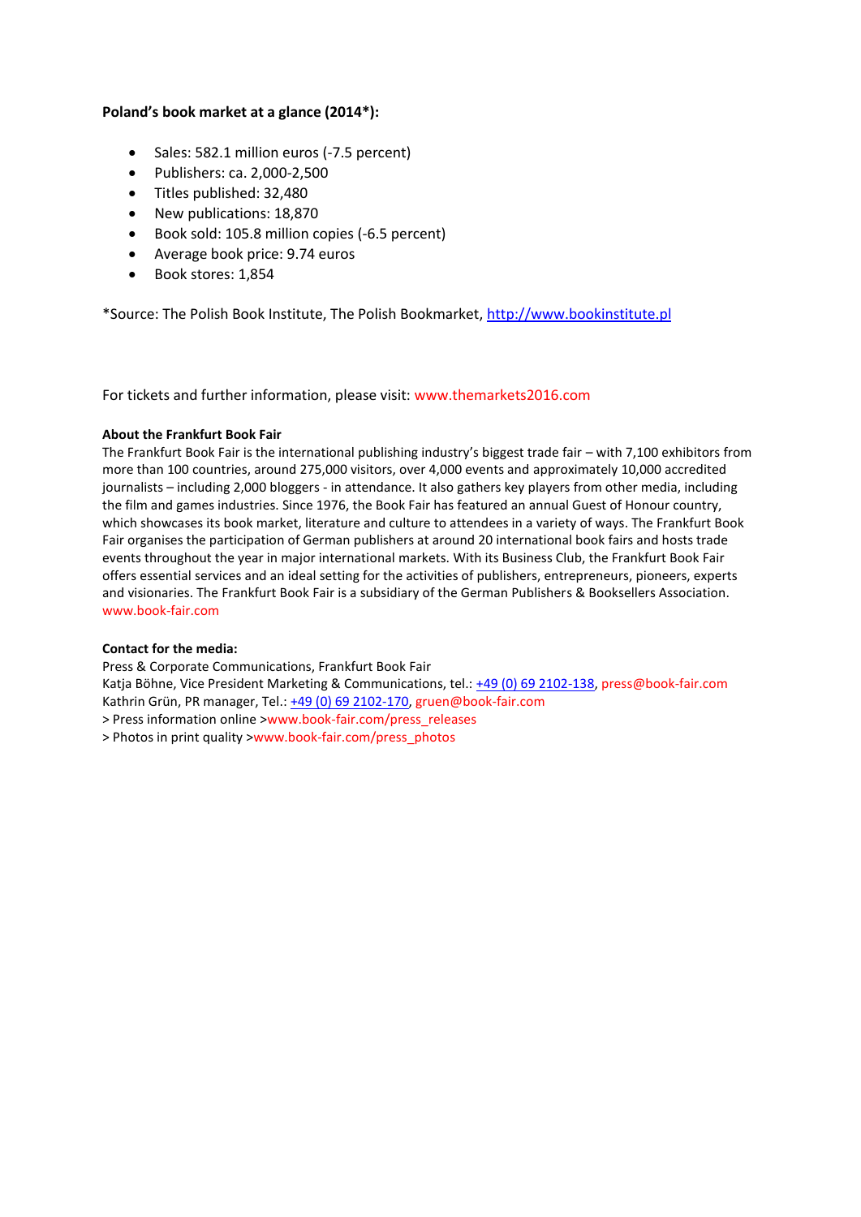**Poland's book market at a glance (2014*):**

- Sales: 582.1 million euros (-7.5 percent)
- Publishers: ca. 2,000-2,500
- Titles published: 32,480
- New publications: 18,870
- Book sold: 105.8 million copies (-6.5 percent)
- Average book price: 9.74 euros
- Book stores: 1,854

*Source: The Polish Book Institute, The Polish Bookmarket, http://www.bookinstitute.pl

For tickets and further information, please visit: www.themarkets2016.com

**About the Frankfurt Book Fair**

The Frankfurt Book Fair is the international publishing industry's biggest trade fair – with 7,100 exhibitors from more than 100 countries, around 275,000 visitors, over 4,000 events and approximately 10,000 accredited journalists – including 2,000 bloggers - in attendance. It also gathers key players from other media, including the film and games industries. Since 1976, the Book Fair has featured an annual Guest of Honour country, which showcases its book market, literature and culture to attendees in a variety of ways. The Frankfurt Book Fair organises the participation of German publishers at around 20 international book fairs and hosts trade events throughout the year in major international markets. With its Business Club, the Frankfurt Book Fair offers essential services and an ideal setting for the activities of publishers, entrepreneurs, pioneers, experts and visionaries. The Frankfurt Book Fair is a subsidiary of the German Publishers & Booksellers Association. www.book-fair.com

**Contact for the media:**

Press & Corporate Communications, Frankfurt Book Fair
Katja Böhne, Vice President Marketing & Communications, tel.: +49 (0) 69 2102-138, press@book-fair.com
Kathrin Grün, PR manager, Tel.: +49 (0) 69 2102-170, gruen@book-fair.com
> Press information online >www.book-fair.com/press_releases
> Photos in print quality >www.book-fair.com/press_photos